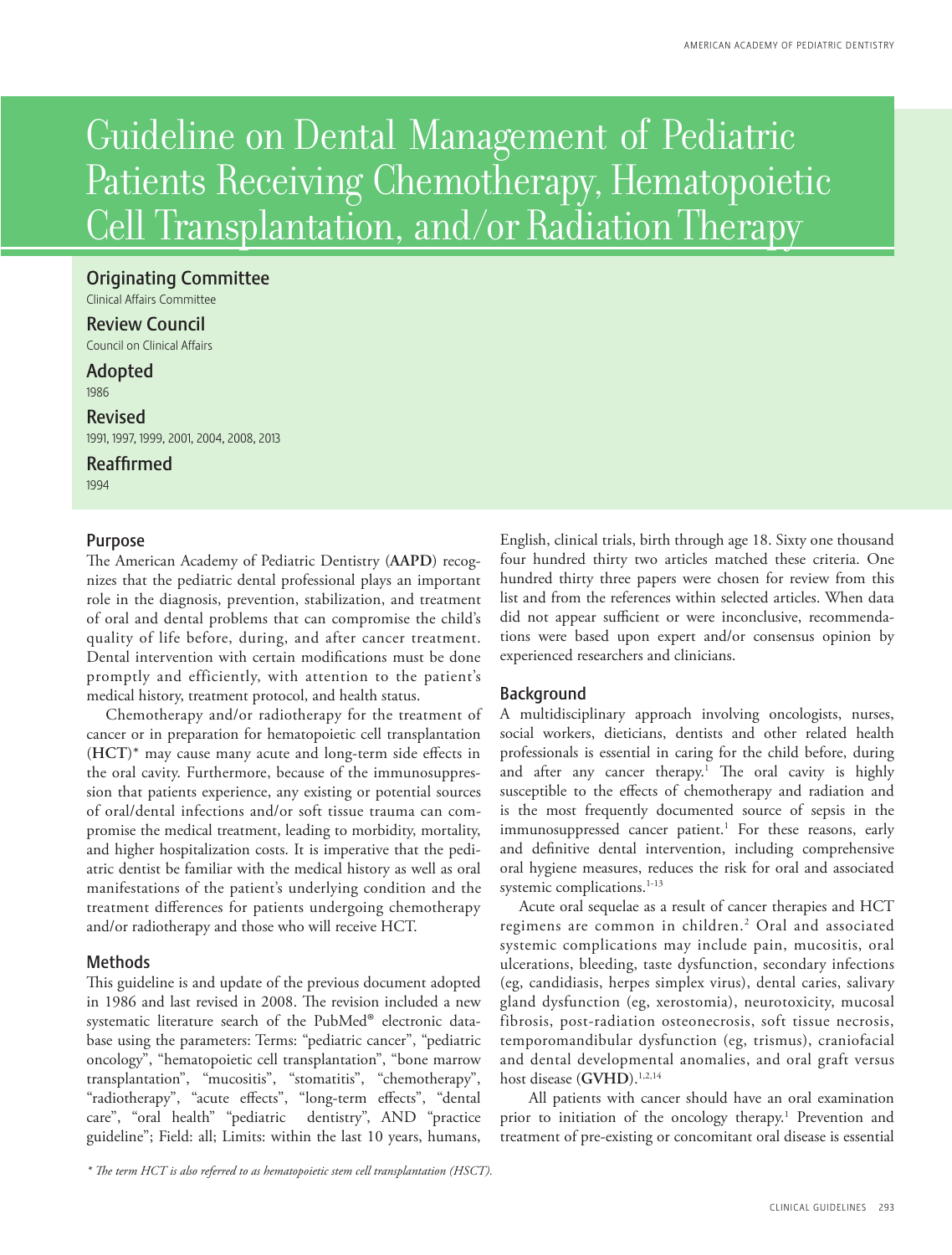# Guideline on Dental Management of Pediatric Patients Receiving Chemotherapy, Hematopoietic Cell Transplantation, and/or Radiation Therapy

**Originating Committee**
Clinical Affairs Committee

**Review Council**
Council on Clinical Affairs

**Adopted**
1986

**Revised**
1991, 1997, 1999, 2001, 2004, 2008, 2013

**Reaffirmed**
1994

## Purpose

The American Academy of Pediatric Dentistry (**AAPD**) recognizes that the pediatric dental professional plays an important role in the diagnosis, prevention, stabilization, and treatment of oral and dental problems that can compromise the child's quality of life before, during, and after cancer treatment. Dental intervention with certain modifications must be done promptly and efficiently, with attention to the patient's medical history, treatment protocol, and health status.

Chemotherapy and/or radiotherapy for the treatment of cancer or in preparation for hematopoietic cell transplantation (**HCT**)* may cause many acute and long-term side effects in the oral cavity. Furthermore, because of the immunosuppression that patients experience, any existing or potential sources of oral/dental infections and/or soft tissue trauma can compromise the medical treatment, leading to morbidity, mortality, and higher hospitalization costs. It is imperative that the pediatric dentist be familiar with the medical history as well as oral manifestations of the patient's underlying condition and the treatment differences for patients undergoing chemotherapy and/or radiotherapy and those who will receive HCT.

## Methods

This guideline is and update of the previous document adopted in 1986 and last revised in 2008. The revision included a new systematic literature search of the PubMed® electronic database using the parameters: Terms: "pediatric cancer", "pediatric oncology", "hematopoietic cell transplantation", "bone marrow transplantation", "mucositis", "stomatitis", "chemotherapy", "radiotherapy", "acute effects", "long-term effects", "dental care", "oral health" "pediatric dentistry", AND "practice guideline"; Field: all; Limits: within the last 10 years, humans, English, clinical trials, birth through age 18. Sixty one thousand four hundred thirty two articles matched these criteria. One hundred thirty three papers were chosen for review from this list and from the references within selected articles. When data did not appear sufficient or were inconclusive, recommendations were based upon expert and/or consensus opinion by experienced researchers and clinicians.

## Background

A multidisciplinary approach involving oncologists, nurses, social workers, dieticians, dentists and other related health professionals is essential in caring for the child before, during and after any cancer therapy.[1] The oral cavity is highly susceptible to the effects of chemotherapy and radiation and is the most frequently documented source of sepsis in the immunosuppressed cancer patient.[1] For these reasons, early and definitive dental intervention, including comprehensive oral hygiene measures, reduces the risk for oral and associated systemic complications.[1-13]

Acute oral sequelae as a result of cancer therapies and HCT regimens are common in children.[2] Oral and associated systemic complications may include pain, mucositis, oral ulcerations, bleeding, taste dysfunction, secondary infections (eg, candidiasis, herpes simplex virus), dental caries, salivary gland dysfunction (eg, xerostomia), neurotoxicity, mucosal fibrosis, post-radiation osteonecrosis, soft tissue necrosis, temporomandibular dysfunction (eg, trismus), craniofacial and dental developmental anomalies, and oral graft versus host disease (**GVHD**).[1,2,14]

All patients with cancer should have an oral examination prior to initiation of the oncology therapy.[1] Prevention and treatment of pre-existing or concomitant oral disease is essential

*\* The term HCT is also referred to as hematopoietic stem cell transplantation (HSCT).*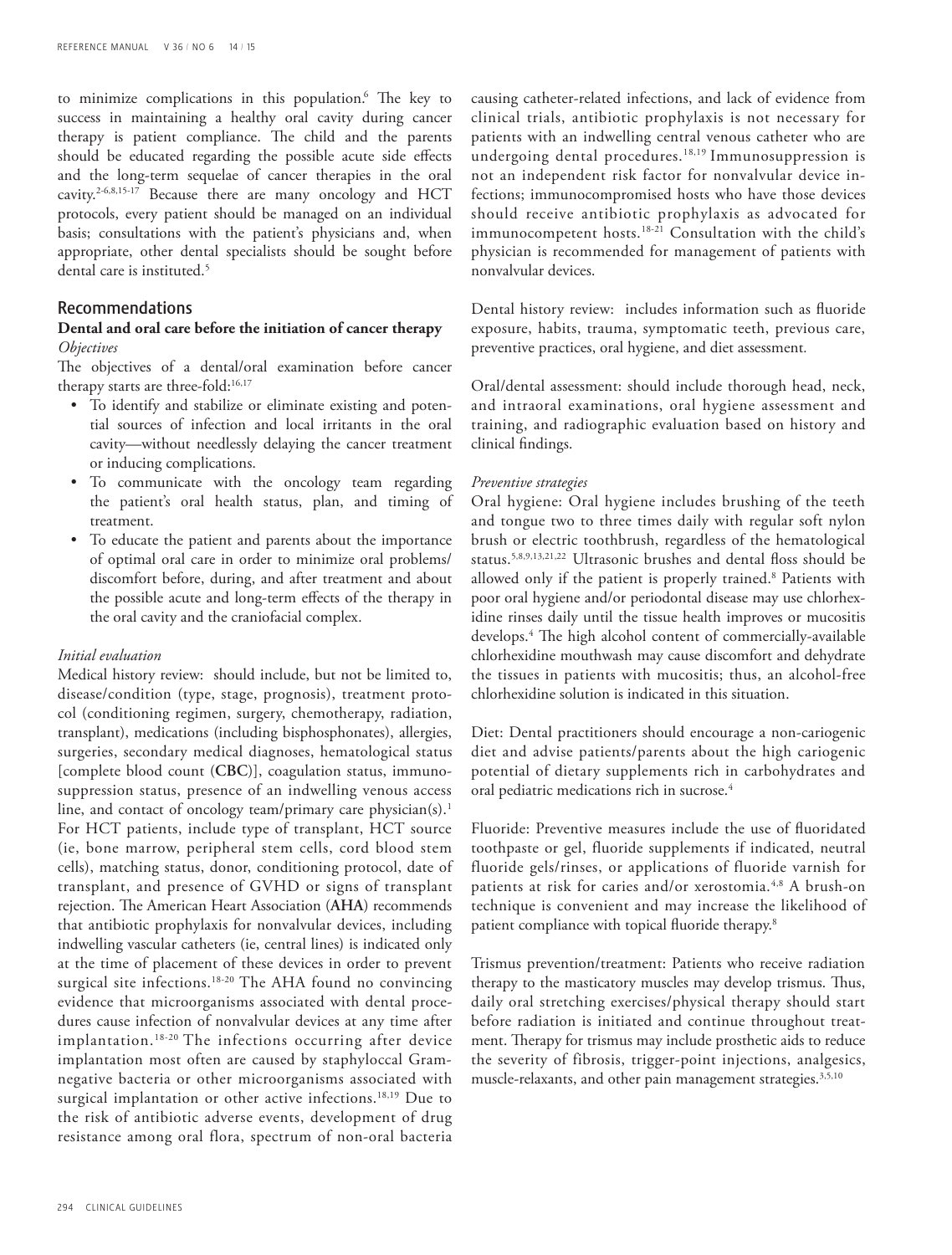to minimize complications in this population.[6] The key to success in maintaining a healthy oral cavity during cancer therapy is patient compliance. The child and the parents should be educated regarding the possible acute side effects and the long-term sequelae of cancer therapies in the oral cavity.[2-6,8,15-17] Because there are many oncology and HCT protocols, every patient should be managed on an individual basis; consultations with the patient's physicians and, when appropriate, other dental specialists should be sought before dental care is instituted.[5]

## Recommendations

### Dental and oral care before the initiation of cancer therapy

*Objectives*

The objectives of a dental/oral examination before cancer therapy starts are three-fold:[16,17]

- To identify and stabilize or eliminate existing and potential sources of infection and local irritants in the oral cavity—without needlessly delaying the cancer treatment or inducing complications.
- To communicate with the oncology team regarding the patient's oral health status, plan, and timing of treatment.
- To educate the patient and parents about the importance of optimal oral care in order to minimize oral problems/discomfort before, during, and after treatment and about the possible acute and long-term effects of the therapy in the oral cavity and the craniofacial complex.

*Initial evaluation*

Medical history review: should include, but not be limited to, disease/condition (type, stage, prognosis), treatment protocol (conditioning regimen, surgery, chemotherapy, radiation, transplant), medications (including bisphosphonates), allergies, surgeries, secondary medical diagnoses, hematological status [complete blood count (**CBC**)], coagulation status, immunosuppression status, presence of an indwelling venous access line, and contact of oncology team/primary care physician(s).[1] For HCT patients, include type of transplant, HCT source (ie, bone marrow, peripheral stem cells, cord blood stem cells), matching status, donor, conditioning protocol, date of transplant, and presence of GVHD or signs of transplant rejection. The American Heart Association (**AHA**) recommends that antibiotic prophylaxis for nonvalvular devices, including indwelling vascular catheters (ie, central lines) is indicated only at the time of placement of these devices in order to prevent surgical site infections.[18-20] The AHA found no convincing evidence that microorganisms associated with dental procedures cause infection of nonvalvular devices at any time after implantation.[18-20] The infections occurring after device implantation most often are caused by staphyloccal Gram-negative bacteria or other microorganisms associated with surgical implantation or other active infections.[18,19] Due to the risk of antibiotic adverse events, development of drug resistance among oral flora, spectrum of non-oral bacteria causing catheter-related infections, and lack of evidence from clinical trials, antibiotic prophylaxis is not necessary for patients with an indwelling central venous catheter who are undergoing dental procedures.[18,19] Immunosuppression is not an independent risk factor for nonvalvular device infections; immunocompromised hosts who have those devices should receive antibiotic prophylaxis as advocated for immunocompetent hosts.[18-21] Consultation with the child's physician is recommended for management of patients with nonvalvular devices.

Dental history review: includes information such as fluoride exposure, habits, trauma, symptomatic teeth, previous care, preventive practices, oral hygiene, and diet assessment.

Oral/dental assessment: should include thorough head, neck, and intraoral examinations, oral hygiene assessment and training, and radiographic evaluation based on history and clinical findings.

*Preventive strategies*

Oral hygiene: Oral hygiene includes brushing of the teeth and tongue two to three times daily with regular soft nylon brush or electric toothbrush, regardless of the hematological status.[5,8,9,13,21,22] Ultrasonic brushes and dental floss should be allowed only if the patient is properly trained.[8] Patients with poor oral hygiene and/or periodontal disease may use chlorhexidine rinses daily until the tissue health improves or mucositis develops.[4] The high alcohol content of commercially-available chlorhexidine mouthwash may cause discomfort and dehydrate the tissues in patients with mucositis; thus, an alcohol-free chlorhexidine solution is indicated in this situation.

Diet: Dental practitioners should encourage a non-cariogenic diet and advise patients/parents about the high cariogenic potential of dietary supplements rich in carbohydrates and oral pediatric medications rich in sucrose.[4]

Fluoride: Preventive measures include the use of fluoridated toothpaste or gel, fluoride supplements if indicated, neutral fluoride gels/rinses, or applications of fluoride varnish for patients at risk for caries and/or xerostomia.[4,8] A brush-on technique is convenient and may increase the likelihood of patient compliance with topical fluoride therapy.[8]

Trismus prevention/treatment: Patients who receive radiation therapy to the masticatory muscles may develop trismus. Thus, daily oral stretching exercises/physical therapy should start before radiation is initiated and continue throughout treatment. Therapy for trismus may include prosthetic aids to reduce the severity of fibrosis, trigger-point injections, analgesics, muscle-relaxants, and other pain management strategies.[3,5,10]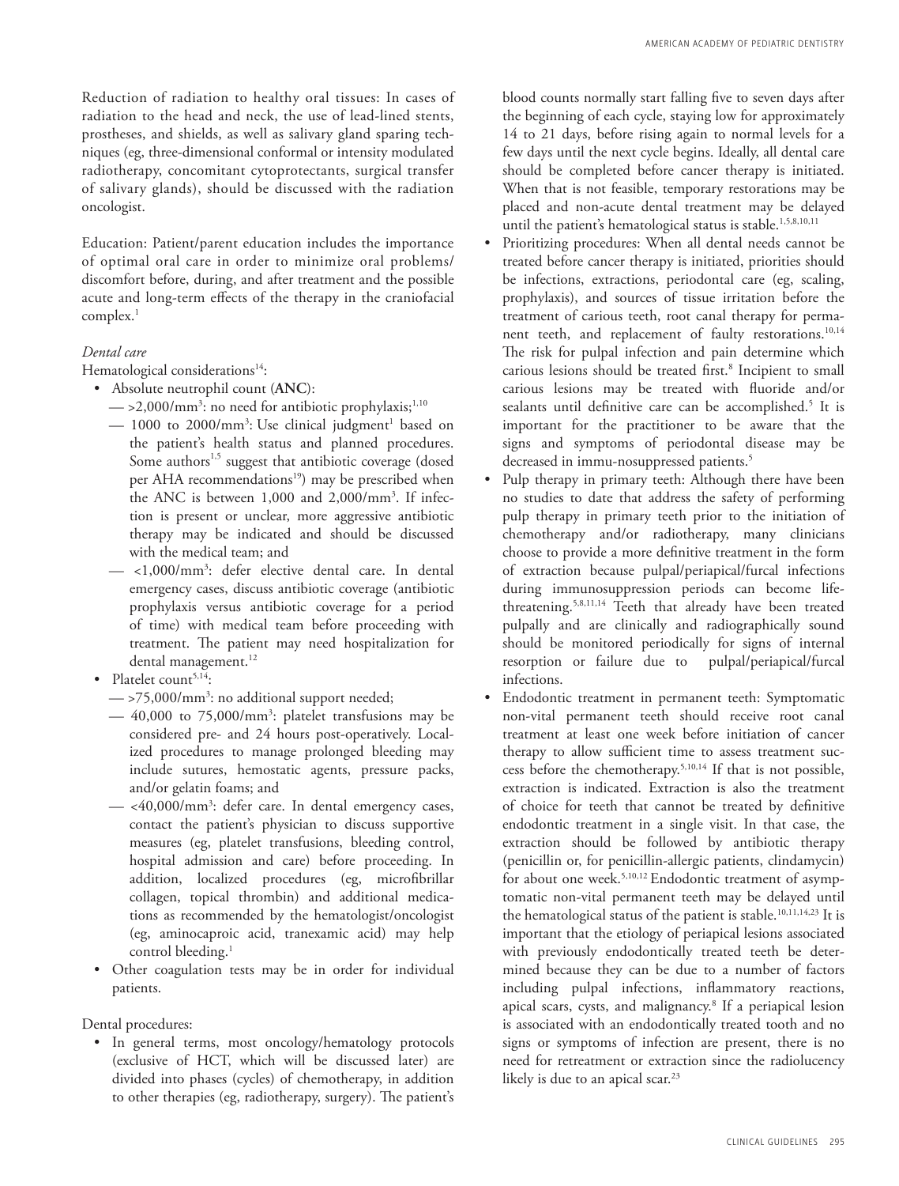Reduction of radiation to healthy oral tissues: In cases of radiation to the head and neck, the use of lead-lined stents, prostheses, and shields, as well as salivary gland sparing techniques (eg, three-dimensional conformal or intensity modulated radiotherapy, concomitant cytoprotectants, surgical transfer of salivary glands), should be discussed with the radiation oncologist.

Education: Patient/parent education includes the importance of optimal oral care in order to minimize oral problems/ discomfort before, during, and after treatment and the possible acute and long-term effects of the therapy in the craniofacial complex.[1]

*Dental care*

Hematological considerations[14]:

- Absolute neutrophil count (**ANC**):
  - — >2,000/mm$^3$: no need for antibiotic prophylaxis;[1,10]
  - — 1000 to 2000/mm$^3$: Use clinical judgment[1] based on the patient's health status and planned procedures. Some authors[1,5] suggest that antibiotic coverage (dosed per AHA recommendations[19]) may be prescribed when the ANC is between 1,000 and 2,000/mm$^3$. If infection is present or unclear, more aggressive antibiotic therapy may be indicated and should be discussed with the medical team; and
  - — <1,000/mm$^3$: defer elective dental care. In dental emergency cases, discuss antibiotic coverage (antibiotic prophylaxis versus antibiotic coverage for a period of time) with medical team before proceeding with treatment. The patient may need hospitalization for dental management.[12]
- Platelet count[5,14]:
  - — >75,000/mm$^3$: no additional support needed;
  - — 40,000 to 75,000/mm$^3$: platelet transfusions may be considered pre- and 24 hours post-operatively. Localized procedures to manage prolonged bleeding may include sutures, hemostatic agents, pressure packs, and/or gelatin foams; and
  - — <40,000/mm$^3$: defer care. In dental emergency cases, contact the patient's physician to discuss supportive measures (eg, platelet transfusions, bleeding control, hospital admission and care) before proceeding. In addition, localized procedures (eg, microfibrillar collagen, topical thrombin) and additional medications as recommended by the hematologist/oncologist (eg, aminocaproic acid, tranexamic acid) may help control bleeding.[1]
- Other coagulation tests may be in order for individual patients.

Dental procedures:

- In general terms, most oncology/hematology protocols (exclusive of HCT, which will be discussed later) are divided into phases (cycles) of chemotherapy, in addition to other therapies (eg, radiotherapy, surgery). The patient's blood counts normally start falling five to seven days after the beginning of each cycle, staying low for approximately 14 to 21 days, before rising again to normal levels for a few days until the next cycle begins. Ideally, all dental care should be completed before cancer therapy is initiated. When that is not feasible, temporary restorations may be placed and non-acute dental treatment may be delayed until the patient's hematological status is stable.[1,5,8,10,11]
- Prioritizing procedures: When all dental needs cannot be treated before cancer therapy is initiated, priorities should be infections, extractions, periodontal care (eg, scaling, prophylaxis), and sources of tissue irritation before the treatment of carious teeth, root canal therapy for permanent teeth, and replacement of faulty restorations.[10,14] The risk for pulpal infection and pain determine which carious lesions should be treated first.[8] Incipient to small carious lesions may be treated with fluoride and/or sealants until definitive care can be accomplished.[5] It is important for the practitioner to be aware that the signs and symptoms of periodontal disease may be decreased in immu-nosuppressed patients.[5]
- Pulp therapy in primary teeth: Although there have been no studies to date that address the safety of performing pulp therapy in primary teeth prior to the initiation of chemotherapy and/or radiotherapy, many clinicians choose to provide a more definitive treatment in the form of extraction because pulpal/periapical/furcal infections during immunosuppression periods can become life-threatening.[5,8,11,14] Teeth that already have been treated pulpally and are clinically and radiographically sound should be monitored periodically for signs of internal resorption or failure due to pulpal/periapical/furcal infections.
- Endodontic treatment in permanent teeth: Symptomatic non-vital permanent teeth should receive root canal treatment at least one week before initiation of cancer therapy to allow sufficient time to assess treatment success before the chemotherapy.[5,10,14] If that is not possible, extraction is indicated. Extraction is also the treatment of choice for teeth that cannot be treated by definitive endodontic treatment in a single visit. In that case, the extraction should be followed by antibiotic therapy (penicillin or, for penicillin-allergic patients, clindamycin) for about one week.[5,10,12] Endodontic treatment of asymptomatic non-vital permanent teeth may be delayed until the hematological status of the patient is stable.[10,11,14,23] It is important that the etiology of periapical lesions associated with previously endodontically treated teeth be determined because they can be due to a number of factors including pulpal infections, inflammatory reactions, apical scars, cysts, and malignancy.[8] If a periapical lesion is associated with an endodontically treated tooth and no signs or symptoms of infection are present, there is no need for retreatment or extraction since the radiolucency likely is due to an apical scar.[23]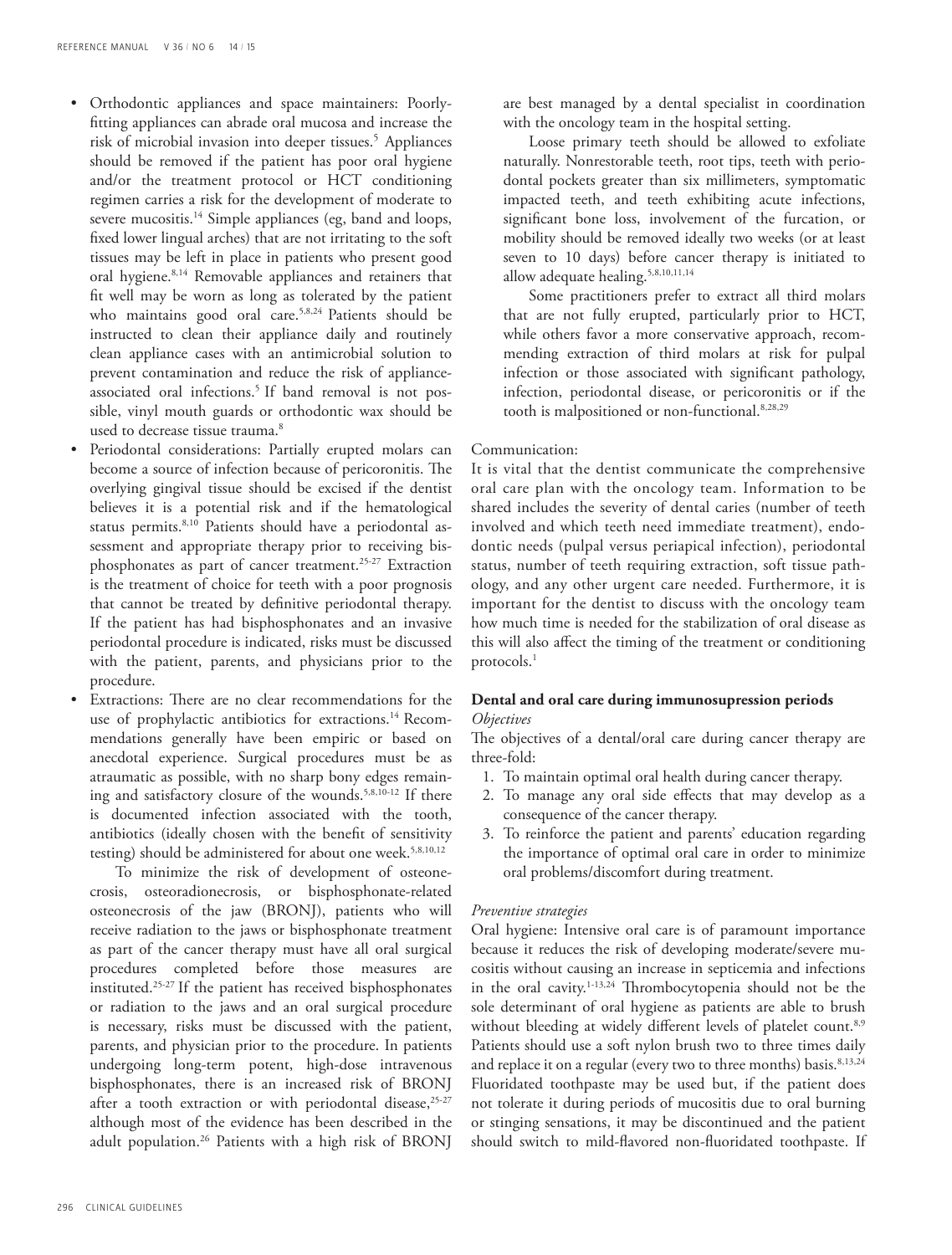- Orthodontic appliances and space maintainers: Poorly-fitting appliances can abrade oral mucosa and increase the risk of microbial invasion into deeper tissues.[5] Appliances should be removed if the patient has poor oral hygiene and/or the treatment protocol or HCT conditioning regimen carries a risk for the development of moderate to severe mucositis.[14] Simple appliances (eg, band and loops, fixed lower lingual arches) that are not irritating to the soft tissues may be left in place in patients who present good oral hygiene.[8,14] Removable appliances and retainers that fit well may be worn as long as tolerated by the patient who maintains good oral care.[5,8,24] Patients should be instructed to clean their appliance daily and routinely clean appliance cases with an antimicrobial solution to prevent contamination and reduce the risk of appliance-associated oral infections.[5] If band removal is not possible, vinyl mouth guards or orthodontic wax should be used to decrease tissue trauma.[8]
- Periodontal considerations: Partially erupted molars can become a source of infection because of pericoronitis. The overlying gingival tissue should be excised if the dentist believes it is a potential risk and if the hematological status permits.[8,10] Patients should have a periodontal assessment and appropriate therapy prior to receiving bisphosphonates as part of cancer treatment.[25-27] Extraction is the treatment of choice for teeth with a poor prognosis that cannot be treated by definitive periodontal therapy. If the patient has had bisphosphonates and an invasive periodontal procedure is indicated, risks must be discussed with the patient, parents, and physicians prior to the procedure.
- Extractions: There are no clear recommendations for the use of prophylactic antibiotics for extractions.[14] Recommendations generally have been empiric or based on anecdotal experience. Surgical procedures must be as atraumatic as possible, with no sharp bony edges remaining and satisfactory closure of the wounds.[5,8,10-12] If there is documented infection associated with the tooth, antibiotics (ideally chosen with the benefit of sensitivity testing) should be administered for about one week.[5,8,10,12]

  To minimize the risk of development of osteonecrosis, osteoradionecrosis, or bisphosphonate-related osteonecrosis of the jaw (BRONJ), patients who will receive radiation to the jaws or bisphosphonate treatment as part of the cancer therapy must have all oral surgical procedures completed before those measures are instituted.[25-27] If the patient has received bisphosphonates or radiation to the jaws and an oral surgical procedure is necessary, risks must be discussed with the patient, parents, and physician prior to the procedure. In patients undergoing long-term potent, high-dose intravenous bisphosphonates, there is an increased risk of BRONJ after a tooth extraction or with periodontal disease,[25-27] although most of the evidence has been described in the adult population.[26] Patients with a high risk of BRONJ are best managed by a dental specialist in coordination with the oncology team in the hospital setting.

  Loose primary teeth should be allowed to exfoliate naturally. Nonrestorable teeth, root tips, teeth with periodontal pockets greater than six millimeters, symptomatic impacted teeth, and teeth exhibiting acute infections, significant bone loss, involvement of the furcation, or mobility should be removed ideally two weeks (or at least seven to 10 days) before cancer therapy is initiated to allow adequate healing.[5,8,10,11,14]

  Some practitioners prefer to extract all third molars that are not fully erupted, particularly prior to HCT, while others favor a more conservative approach, recommending extraction of third molars at risk for pulpal infection or those associated with significant pathology, infection, periodontal disease, or pericoronitis or if the tooth is malpositioned or non-functional.[8,28,29]

Communication:

It is vital that the dentist communicate the comprehensive oral care plan with the oncology team. Information to be shared includes the severity of dental caries (number of teeth involved and which teeth need immediate treatment), endodontic needs (pulpal versus periapical infection), periodontal status, number of teeth requiring extraction, soft tissue pathology, and any other urgent care needed. Furthermore, it is important for the dentist to discuss with the oncology team how much time is needed for the stabilization of oral disease as this will also affect the timing of the treatment or conditioning protocols.[1]

### Dental and oral care during immunosupression periods

*Objectives*

The objectives of a dental/oral care during cancer therapy are three-fold:

1. To maintain optimal oral health during cancer therapy.
2. To manage any oral side effects that may develop as a consequence of the cancer therapy.
3. To reinforce the patient and parents' education regarding the importance of optimal oral care in order to minimize oral problems/discomfort during treatment.

*Preventive strategies*

Oral hygiene: Intensive oral care is of paramount importance because it reduces the risk of developing moderate/severe mucositis without causing an increase in septicemia and infections in the oral cavity.[1-13,24] Thrombocytopenia should not be the sole determinant of oral hygiene as patients are able to brush without bleeding at widely different levels of platelet count.[8,9] Patients should use a soft nylon brush two to three times daily and replace it on a regular (every two to three months) basis.[8,13,24] Fluoridated toothpaste may be used but, if the patient does not tolerate it during periods of mucositis due to oral burning or stinging sensations, it may be discontinued and the patient should switch to mild-flavored non-fluoridated toothpaste. If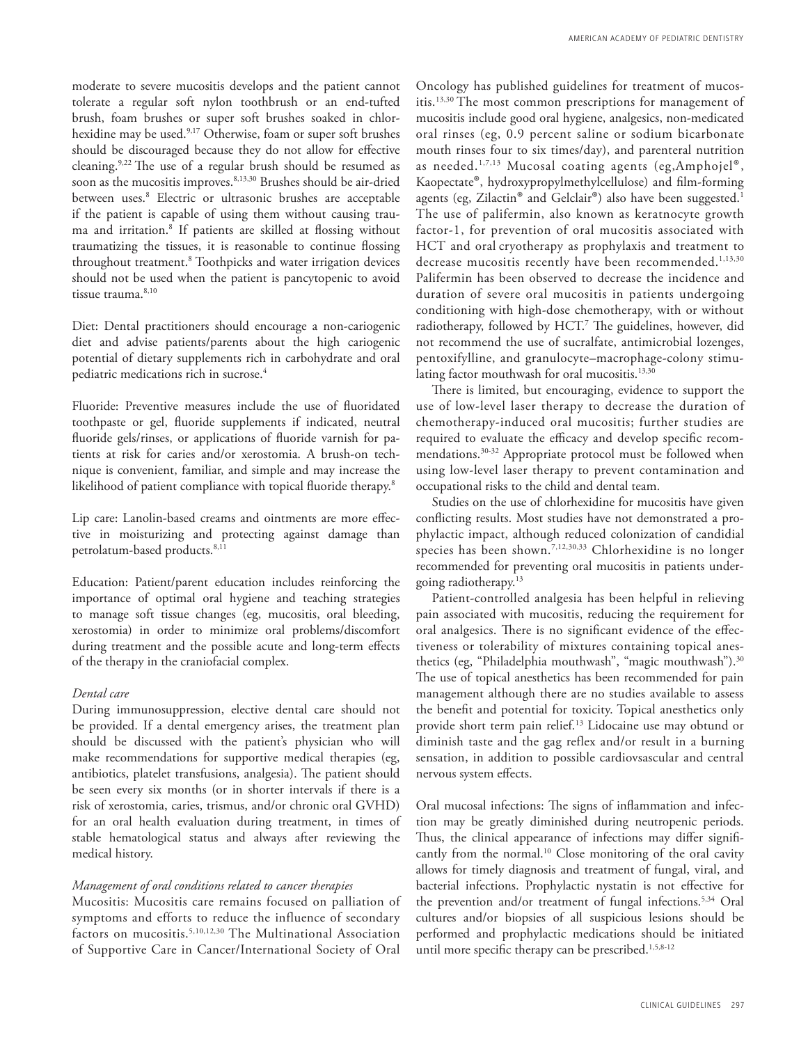moderate to severe mucositis develops and the patient cannot tolerate a regular soft nylon toothbrush or an end-tufted brush, foam brushes or super soft brushes soaked in chlorhexidine may be used.[9,17] Otherwise, foam or super soft brushes should be discouraged because they do not allow for effective cleaning.[9,22] The use of a regular brush should be resumed as soon as the mucositis improves.[8,13,30] Brushes should be air-dried between uses.[8] Electric or ultrasonic brushes are acceptable if the patient is capable of using them without causing trauma and irritation.[8] If patients are skilled at flossing without traumatizing the tissues, it is reasonable to continue flossing throughout treatment.[8] Toothpicks and water irrigation devices should not be used when the patient is pancytopenic to avoid tissue trauma.[8,10]

Diet: Dental practitioners should encourage a non-cariogenic diet and advise patients/parents about the high cariogenic potential of dietary supplements rich in carbohydrate and oral pediatric medications rich in sucrose.[4]

Fluoride: Preventive measures include the use of fluoridated toothpaste or gel, fluoride supplements if indicated, neutral fluoride gels/rinses, or applications of fluoride varnish for patients at risk for caries and/or xerostomia. A brush-on technique is convenient, familiar, and simple and may increase the likelihood of patient compliance with topical fluoride therapy.[8]

Lip care: Lanolin-based creams and ointments are more effective in moisturizing and protecting against damage than petrolatum-based products.[8,11]

Education: Patient/parent education includes reinforcing the importance of optimal oral hygiene and teaching strategies to manage soft tissue changes (eg, mucositis, oral bleeding, xerostomia) in order to minimize oral problems/discomfort during treatment and the possible acute and long-term effects of the therapy in the craniofacial complex.

*Dental care*

During immunosuppression, elective dental care should not be provided. If a dental emergency arises, the treatment plan should be discussed with the patient's physician who will make recommendations for supportive medical therapies (eg, antibiotics, platelet transfusions, analgesia). The patient should be seen every six months (or in shorter intervals if there is a risk of xerostomia, caries, trismus, and/or chronic oral GVHD) for an oral health evaluation during treatment, in times of stable hematological status and always after reviewing the medical history.

*Management of oral conditions related to cancer therapies*

Mucositis: Mucositis care remains focused on palliation of symptoms and efforts to reduce the influence of secondary factors on mucositis.[5,10,12,30] The Multinational Association of Supportive Care in Cancer/International Society of Oral Oncology has published guidelines for treatment of mucositis.[13,30] The most common prescriptions for management of mucositis include good oral hygiene, analgesics, non-medicated oral rinses (eg, 0.9 percent saline or sodium bicarbonate mouth rinses four to six times/day), and parenteral nutrition as needed.[1,7,13] Mucosal coating agents (eg,Amphojel®, Kaopectate®, hydroxypropylmethylcellulose) and film-forming agents (eg, Zilactin® and Gelclair®) also have been suggested.[1] The use of palifermin, also known as keratnocyte growth factor-1, for prevention of oral mucositis associated with HCT and oral cryotherapy as prophylaxis and treatment to decrease mucositis recently have been recommended.[1,13,30] Palifermin has been observed to decrease the incidence and duration of severe oral mucositis in patients undergoing conditioning with high-dose chemotherapy, with or without radiotherapy, followed by HCT.[7] The guidelines, however, did not recommend the use of sucralfate, antimicrobial lozenges, pentoxifylline, and granulocyte–macrophage-colony stimulating factor mouthwash for oral mucositis.[13,30]

There is limited, but encouraging, evidence to support the use of low-level laser therapy to decrease the duration of chemotherapy-induced oral mucositis; further studies are required to evaluate the efficacy and develop specific recommendations.[30-32] Appropriate protocol must be followed when using low-level laser therapy to prevent contamination and occupational risks to the child and dental team.

Studies on the use of chlorhexidine for mucositis have given conflicting results. Most studies have not demonstrated a prophylactic impact, although reduced colonization of candidial species has been shown.[7,12,30,33] Chlorhexidine is no longer recommended for preventing oral mucositis in patients undergoing radiotherapy.[13]

Patient-controlled analgesia has been helpful in relieving pain associated with mucositis, reducing the requirement for oral analgesics. There is no significant evidence of the effectiveness or tolerability of mixtures containing topical anesthetics (eg, "Philadelphia mouthwash", "magic mouthwash").[30] The use of topical anesthetics has been recommended for pain management although there are no studies available to assess the benefit and potential for toxicity. Topical anesthetics only provide short term pain relief.[13] Lidocaine use may obtund or diminish taste and the gag reflex and/or result in a burning sensation, in addition to possible cardiovsascular and central nervous system effects.

Oral mucosal infections: The signs of inflammation and infection may be greatly diminished during neutropenic periods. Thus, the clinical appearance of infections may differ significantly from the normal.[10] Close monitoring of the oral cavity allows for timely diagnosis and treatment of fungal, viral, and bacterial infections. Prophylactic nystatin is not effective for the prevention and/or treatment of fungal infections.[5,34] Oral cultures and/or biopsies of all suspicious lesions should be performed and prophylactic medications should be initiated until more specific therapy can be prescribed.[1,5,8-12]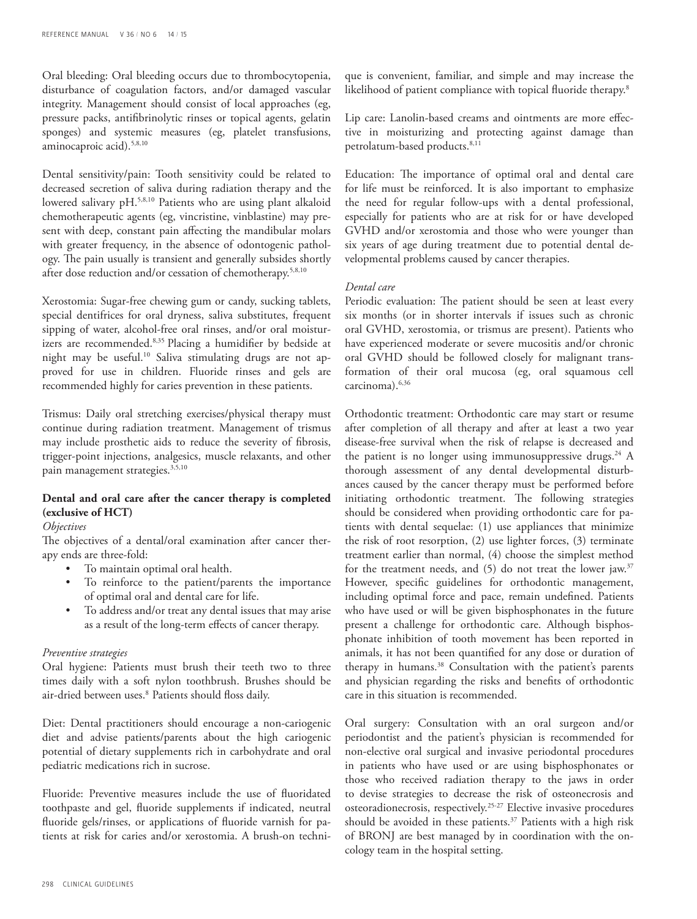Oral bleeding: Oral bleeding occurs due to thrombocytopenia, disturbance of coagulation factors, and/or damaged vascular integrity. Management should consist of local approaches (eg, pressure packs, antifibrinolytic rinses or topical agents, gelatin sponges) and systemic measures (eg, platelet transfusions, aminocaproic acid).[5,8,10]

Dental sensitivity/pain: Tooth sensitivity could be related to decreased secretion of saliva during radiation therapy and the lowered salivary pH.[5,8,10] Patients who are using plant alkaloid chemotherapeutic agents (eg, vincristine, vinblastine) may present with deep, constant pain affecting the mandibular molars with greater frequency, in the absence of odontogenic pathology. The pain usually is transient and generally subsides shortly after dose reduction and/or cessation of chemotherapy.[5,8,10]

Xerostomia: Sugar-free chewing gum or candy, sucking tablets, special dentifrices for oral dryness, saliva substitutes, frequent sipping of water, alcohol-free oral rinses, and/or oral moisturizers are recommended.[8,35] Placing a humidifier by bedside at night may be useful.[10] Saliva stimulating drugs are not approved for use in children. Fluoride rinses and gels are recommended highly for caries prevention in these patients.

Trismus: Daily oral stretching exercises/physical therapy must continue during radiation treatment. Management of trismus may include prosthetic aids to reduce the severity of fibrosis, trigger-point injections, analgesics, muscle relaxants, and other pain management strategies.[3,5,10]

**Dental and oral care after the cancer therapy is completed (exclusive of HCT)**

*Objectives*

The objectives of a dental/oral examination after cancer therapy ends are three-fold:

- To maintain optimal oral health.
- To reinforce to the patient/parents the importance of optimal oral and dental care for life.
- To address and/or treat any dental issues that may arise as a result of the long-term effects of cancer therapy.

*Preventive strategies*

Oral hygiene: Patients must brush their teeth two to three times daily with a soft nylon toothbrush. Brushes should be air-dried between uses.[8] Patients should floss daily.

Diet: Dental practitioners should encourage a non-cariogenic diet and advise patients/parents about the high cariogenic potential of dietary supplements rich in carbohydrate and oral pediatric medications rich in sucrose.

Fluoride: Preventive measures include the use of fluoridated toothpaste and gel, fluoride supplements if indicated, neutral fluoride gels/rinses, or applications of fluoride varnish for patients at risk for caries and/or xerostomia. A brush-on technique is convenient, familiar, and simple and may increase the likelihood of patient compliance with topical fluoride therapy.[8]

Lip care: Lanolin-based creams and ointments are more effective in moisturizing and protecting against damage than petrolatum-based products.[8,11]

Education: The importance of optimal oral and dental care for life must be reinforced. It is also important to emphasize the need for regular follow-ups with a dental professional, especially for patients who are at risk for or have developed GVHD and/or xerostomia and those who were younger than six years of age during treatment due to potential dental developmental problems caused by cancer therapies.

*Dental care*

Periodic evaluation: The patient should be seen at least every six months (or in shorter intervals if issues such as chronic oral GVHD, xerostomia, or trismus are present). Patients who have experienced moderate or severe mucositis and/or chronic oral GVHD should be followed closely for malignant transformation of their oral mucosa (eg, oral squamous cell carcinoma).[6,36]

Orthodontic treatment: Orthodontic care may start or resume after completion of all therapy and after at least a two year disease-free survival when the risk of relapse is decreased and the patient is no longer using immunosuppressive drugs.[24] A thorough assessment of any dental developmental disturbances caused by the cancer therapy must be performed before initiating orthodontic treatment. The following strategies should be considered when providing orthodontic care for patients with dental sequelae: (1) use appliances that minimize the risk of root resorption, (2) use lighter forces, (3) terminate treatment earlier than normal, (4) choose the simplest method for the treatment needs, and (5) do not treat the lower jaw.[37] However, specific guidelines for orthodontic management, including optimal force and pace, remain undefined. Patients who have used or will be given bisphosphonates in the future present a challenge for orthodontic care. Although bisphosphonate inhibition of tooth movement has been reported in animals, it has not been quantified for any dose or duration of therapy in humans.[38] Consultation with the patient's parents and physician regarding the risks and benefits of orthodontic care in this situation is recommended.

Oral surgery: Consultation with an oral surgeon and/or periodontist and the patient's physician is recommended for non-elective oral surgical and invasive periodontal procedures in patients who have used or are using bisphosphonates or those who received radiation therapy to the jaws in order to devise strategies to decrease the risk of osteonecrosis and osteoradionecrosis, respectively.[25-27] Elective invasive procedures should be avoided in these patients.[37] Patients with a high risk of BRONJ are best managed by in coordination with the oncology team in the hospital setting.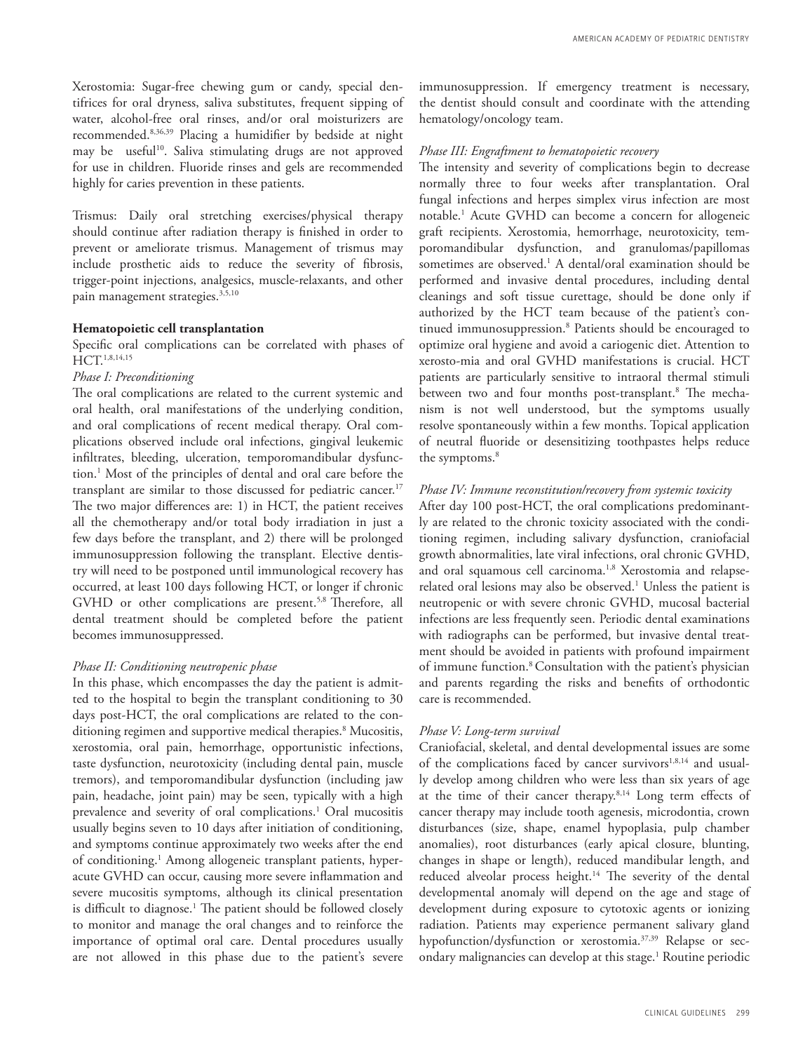Xerostomia: Sugar-free chewing gum or candy, special dentifrices for oral dryness, saliva substitutes, frequent sipping of water, alcohol-free oral rinses, and/or oral moisturizers are recommended.[8,36,39] Placing a humidifier by bedside at night may be useful[10]. Saliva stimulating drugs are not approved for use in children. Fluoride rinses and gels are recommended highly for caries prevention in these patients.

Trismus: Daily oral stretching exercises/physical therapy should continue after radiation therapy is finished in order to prevent or ameliorate trismus. Management of trismus may include prosthetic aids to reduce the severity of fibrosis, trigger-point injections, analgesics, muscle-relaxants, and other pain management strategies.[3,5,10]

**Hematopoietic cell transplantation**

Specific oral complications can be correlated with phases of HCT.[1,8,14,15]

*Phase I: Preconditioning*

The oral complications are related to the current systemic and oral health, oral manifestations of the underlying condition, and oral complications of recent medical therapy. Oral complications observed include oral infections, gingival leukemic infiltrates, bleeding, ulceration, temporomandibular dysfunction.[1] Most of the principles of dental and oral care before the transplant are similar to those discussed for pediatric cancer.[17] The two major differences are: 1) in HCT, the patient receives all the chemotherapy and/or total body irradiation in just a few days before the transplant, and 2) there will be prolonged immunosuppression following the transplant. Elective dentistry will need to be postponed until immunological recovery has occurred, at least 100 days following HCT, or longer if chronic GVHD or other complications are present.[5,8] Therefore, all dental treatment should be completed before the patient becomes immunosuppressed.

*Phase II: Conditioning neutropenic phase*

In this phase, which encompasses the day the patient is admitted to the hospital to begin the transplant conditioning to 30 days post-HCT, the oral complications are related to the conditioning regimen and supportive medical therapies.[8] Mucositis, xerostomia, oral pain, hemorrhage, opportunistic infections, taste dysfunction, neurotoxicity (including dental pain, muscle tremors), and temporomandibular dysfunction (including jaw pain, headache, joint pain) may be seen, typically with a high prevalence and severity of oral complications.[1] Oral mucositis usually begins seven to 10 days after initiation of conditioning, and symptoms continue approximately two weeks after the end of conditioning.[1] Among allogeneic transplant patients, hyperacute GVHD can occur, causing more severe inflammation and severe mucositis symptoms, although its clinical presentation is difficult to diagnose.[1] The patient should be followed closely to monitor and manage the oral changes and to reinforce the importance of optimal oral care. Dental procedures usually are not allowed in this phase due to the patient's severe immunosuppression. If emergency treatment is necessary, the dentist should consult and coordinate with the attending hematology/oncology team.

*Phase III: Engraftment to hematopoietic recovery*

The intensity and severity of complications begin to decrease normally three to four weeks after transplantation. Oral fungal infections and herpes simplex virus infection are most notable.[1] Acute GVHD can become a concern for allogeneic graft recipients. Xerostomia, hemorrhage, neurotoxicity, temporomandibular dysfunction, and granulomas/papillomas sometimes are observed.[1] A dental/oral examination should be performed and invasive dental procedures, including dental cleanings and soft tissue curettage, should be done only if authorized by the HCT team because of the patient's continued immunosuppression.[8] Patients should be encouraged to optimize oral hygiene and avoid a cariogenic diet. Attention to xerosto-mia and oral GVHD manifestations is crucial. HCT patients are particularly sensitive to intraoral thermal stimuli between two and four months post-transplant.[8] The mechanism is not well understood, but the symptoms usually resolve spontaneously within a few months. Topical application of neutral fluoride or desensitizing toothpastes helps reduce the symptoms.[8]

*Phase IV: Immune reconstitution/recovery from systemic toxicity*

After day 100 post-HCT, the oral complications predominantly are related to the chronic toxicity associated with the conditioning regimen, including salivary dysfunction, craniofacial growth abnormalities, late viral infections, oral chronic GVHD, and oral squamous cell carcinoma.[1,8] Xerostomia and relapse-related oral lesions may also be observed.[1] Unless the patient is neutropenic or with severe chronic GVHD, mucosal bacterial infections are less frequently seen. Periodic dental examinations with radiographs can be performed, but invasive dental treatment should be avoided in patients with profound impairment of immune function.[8] Consultation with the patient's physician and parents regarding the risks and benefits of orthodontic care is recommended.

*Phase V: Long-term survival*

Craniofacial, skeletal, and dental developmental issues are some of the complications faced by cancer survivors[1,8,14] and usually develop among children who were less than six years of age at the time of their cancer therapy.[8,14] Long term effects of cancer therapy may include tooth agenesis, microdontia, crown disturbances (size, shape, enamel hypoplasia, pulp chamber anomalies), root disturbances (early apical closure, blunting, changes in shape or length), reduced mandibular length, and reduced alveolar process height.[14] The severity of the dental developmental anomaly will depend on the age and stage of development during exposure to cytotoxic agents or ionizing radiation. Patients may experience permanent salivary gland hypofunction/dysfunction or xerostomia.[37,39] Relapse or secondary malignancies can develop at this stage.[1] Routine periodic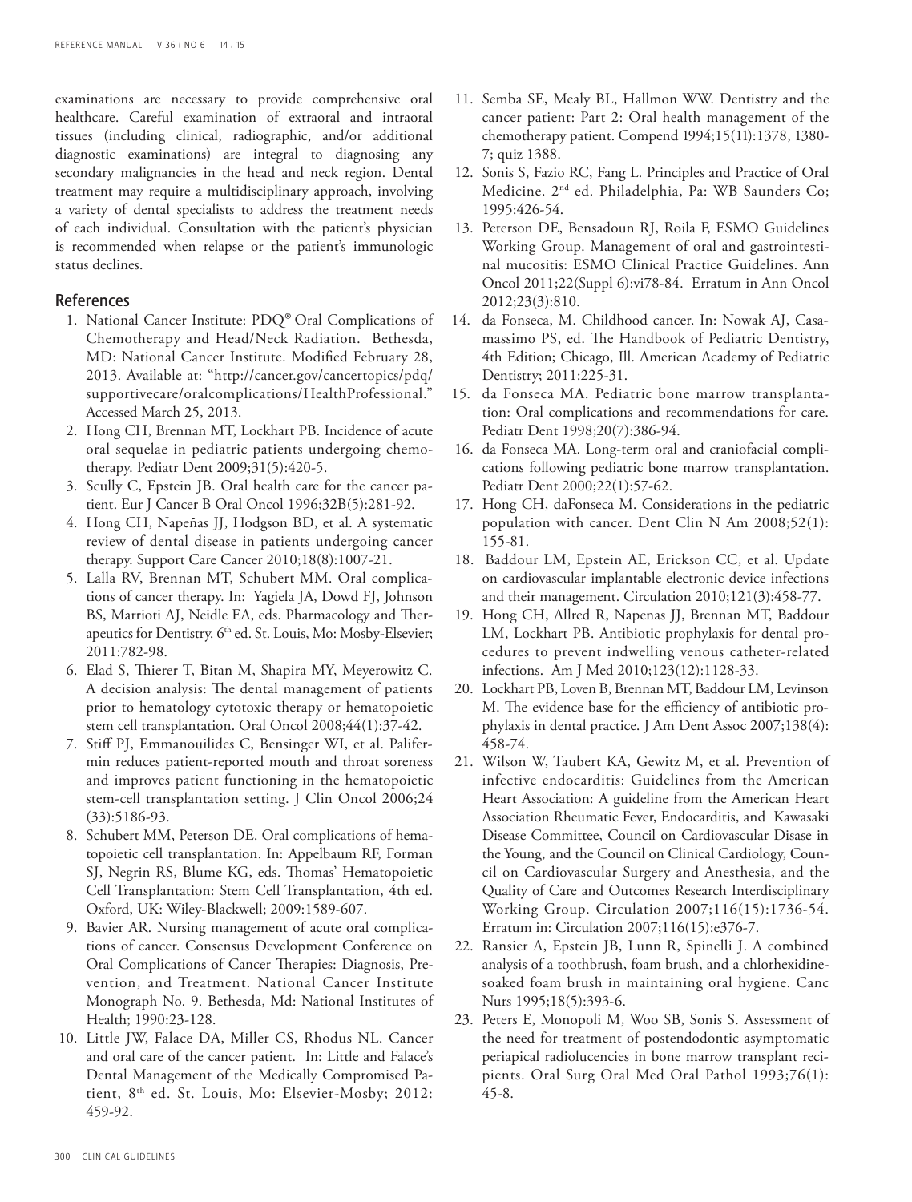examinations are necessary to provide comprehensive oral healthcare. Careful examination of extraoral and intraoral tissues (including clinical, radiographic, and/or additional diagnostic examinations) are integral to diagnosing any secondary malignancies in the head and neck region. Dental treatment may require a multidisciplinary approach, involving a variety of dental specialists to address the treatment needs of each individual. Consultation with the patient's physician is recommended when relapse or the patient's immunologic status declines.

## References

1. National Cancer Institute: PDQ® Oral Complications of Chemotherapy and Head/Neck Radiation. Bethesda, MD: National Cancer Institute. Modified February 28, 2013. Available at: "http://cancer.gov/cancertopics/pdq/supportivecare/oralcomplications/HealthProfessional." Accessed March 25, 2013.
2. Hong CH, Brennan MT, Lockhart PB. Incidence of acute oral sequelae in pediatric patients undergoing chemotherapy. Pediatr Dent 2009;31(5):420-5.
3. Scully C, Epstein JB. Oral health care for the cancer patient. Eur J Cancer B Oral Oncol 1996;32B(5):281-92.
4. Hong CH, Napeñas JJ, Hodgson BD, et al. A systematic review of dental disease in patients undergoing cancer therapy. Support Care Cancer 2010;18(8):1007-21.
5. Lalla RV, Brennan MT, Schubert MM. Oral complications of cancer therapy. In: Yagiela JA, Dowd FJ, Johnson BS, Marrioti AJ, Neidle EA, eds. Pharmacology and Therapeutics for Dentistry. 6th ed. St. Louis, Mo: Mosby-Elsevier; 2011:782-98.
6. Elad S, Thierer T, Bitan M, Shapira MY, Meyerowitz C. A decision analysis: The dental management of patients prior to hematology cytotoxic therapy or hematopoietic stem cell transplantation. Oral Oncol 2008;44(1):37-42.
7. Stiff PJ, Emmanouilides C, Bensinger WI, et al. Palifermin reduces patient-reported mouth and throat soreness and improves patient functioning in the hematopoietic stem-cell transplantation setting. J Clin Oncol 2006;24(33):5186-93.
8. Schubert MM, Peterson DE. Oral complications of hematopoietic cell transplantation. In: Appelbaum RF, Forman SJ, Negrin RS, Blume KG, eds. Thomas' Hematopoietic Cell Transplantation: Stem Cell Transplantation, 4th ed. Oxford, UK: Wiley-Blackwell; 2009:1589-607.
9. Bavier AR. Nursing management of acute oral complications of cancer. Consensus Development Conference on Oral Complications of Cancer Therapies: Diagnosis, Prevention, and Treatment. National Cancer Institute Monograph No. 9. Bethesda, Md: National Institutes of Health; 1990:23-128.
10. Little JW, Falace DA, Miller CS, Rhodus NL. Cancer and oral care of the cancer patient. In: Little and Falace's Dental Management of the Medically Compromised Patient, 8th ed. St. Louis, Mo: Elsevier-Mosby; 2012: 459-92.
11. Semba SE, Mealy BL, Hallmon WW. Dentistry and the cancer patient: Part 2: Oral health management of the chemotherapy patient. Compend 1994;15(11):1378, 1380-7; quiz 1388.
12. Sonis S, Fazio RC, Fang L. Principles and Practice of Oral Medicine. 2nd ed. Philadelphia, Pa: WB Saunders Co; 1995:426-54.
13. Peterson DE, Bensadoun RJ, Roila F, ESMO Guidelines Working Group. Management of oral and gastrointestinal mucositis: ESMO Clinical Practice Guidelines. Ann Oncol 2011;22(Suppl 6):vi78-84. Erratum in Ann Oncol 2012;23(3):810.
14. da Fonseca, M. Childhood cancer. In: Nowak AJ, Casamassimo PS, ed. The Handbook of Pediatric Dentistry, 4th Edition; Chicago, Ill. American Academy of Pediatric Dentistry; 2011:225-31.
15. da Fonseca MA. Pediatric bone marrow transplantation: Oral complications and recommendations for care. Pediatr Dent 1998;20(7):386-94.
16. da Fonseca MA. Long-term oral and craniofacial complications following pediatric bone marrow transplantation. Pediatr Dent 2000;22(1):57-62.
17. Hong CH, daFonseca M. Considerations in the pediatric population with cancer. Dent Clin N Am 2008;52(1): 155-81.
18. Baddour LM, Epstein AE, Erickson CC, et al. Update on cardiovascular implantable electronic device infections and their management. Circulation 2010;121(3):458-77.
19. Hong CH, Allred R, Napenas JJ, Brennan MT, Baddour LM, Lockhart PB. Antibiotic prophylaxis for dental procedures to prevent indwelling venous catheter-related infections. Am J Med 2010;123(12):1128-33.
20. Lockhart PB, Loven B, Brennan MT, Baddour LM, Levinson M. The evidence base for the efficiency of antibiotic prophylaxis in dental practice. J Am Dent Assoc 2007;138(4): 458-74.
21. Wilson W, Taubert KA, Gewitz M, et al. Prevention of infective endocarditis: Guidelines from the American Heart Association: A guideline from the American Heart Association Rheumatic Fever, Endocarditis, and Kawasaki Disease Committee, Council on Cardiovascular Disase in the Young, and the Council on Clinical Cardiology, Council on Cardiovascular Surgery and Anesthesia, and the Quality of Care and Outcomes Research Interdisciplinary Working Group. Circulation 2007;116(15):1736-54. Erratum in: Circulation 2007;116(15):e376-7.
22. Ransier A, Epstein JB, Lunn R, Spinelli J. A combined analysis of a toothbrush, foam brush, and a chlorhexidine-soaked foam brush in maintaining oral hygiene. Canc Nurs 1995;18(5):393-6.
23. Peters E, Monopoli M, Woo SB, Sonis S. Assessment of the need for treatment of postendodontic asymptomatic periapical radiolucencies in bone marrow transplant recipients. Oral Surg Oral Med Oral Pathol 1993;76(1): 45-8.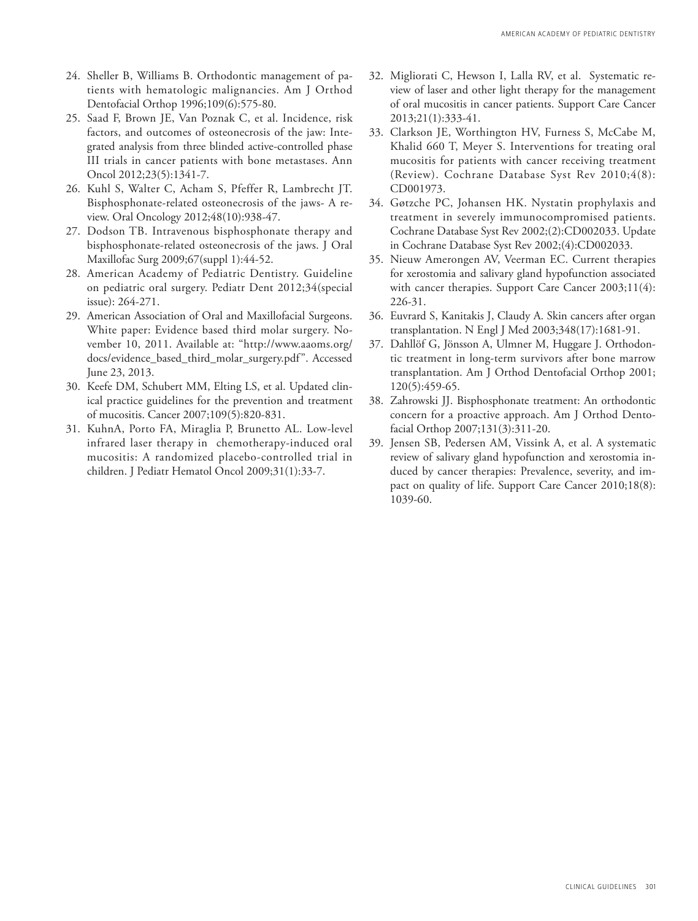24. Sheller B, Williams B. Orthodontic management of patients with hematologic malignancies. Am J Orthod Dentofacial Orthop 1996;109(6):575-80.
25. Saad F, Brown JE, Van Poznak C, et al. Incidence, risk factors, and outcomes of osteonecrosis of the jaw: Integrated analysis from three blinded active-controlled phase III trials in cancer patients with bone metastases. Ann Oncol 2012;23(5):1341-7.
26. Kuhl S, Walter C, Acham S, Pfeffer R, Lambrecht JT. Bisphosphonate-related osteonecrosis of the jaws- A review. Oral Oncology 2012;48(10):938-47.
27. Dodson TB. Intravenous bisphosphonate therapy and bisphosphonate-related osteonecrosis of the jaws. J Oral Maxillofac Surg 2009;67(suppl 1):44-52.
28. American Academy of Pediatric Dentistry. Guideline on pediatric oral surgery. Pediatr Dent 2012;34(special issue): 264-271.
29. American Association of Oral and Maxillofacial Surgeons. White paper: Evidence based third molar surgery. November 10, 2011. Available at: "http://www.aaoms.org/docs/evidence_based_third_molar_surgery.pdf". Accessed June 23, 2013.
30. Keefe DM, Schubert MM, Elting LS, et al. Updated clinical practice guidelines for the prevention and treatment of mucositis. Cancer 2007;109(5):820-831.
31. KuhnA, Porto FA, Miraglia P, Brunetto AL. Low-level infrared laser therapy in chemotherapy-induced oral mucositis: A randomized placebo-controlled trial in children. J Pediatr Hematol Oncol 2009;31(1):33-7.
32. Migliorati C, Hewson I, Lalla RV, et al. Systematic review of laser and other light therapy for the management of oral mucositis in cancer patients. Support Care Cancer 2013;21(1):333-41.
33. Clarkson JE, Worthington HV, Furness S, McCabe M, Khalid 660 T, Meyer S. Interventions for treating oral mucositis for patients with cancer receiving treatment (Review). Cochrane Database Syst Rev 2010;4(8): CD001973.
34. Gøtzche PC, Johansen HK. Nystatin prophylaxis and treatment in severely immunocompromised patients. Cochrane Database Syst Rev 2002;(2):CD002033. Update in Cochrane Database Syst Rev 2002;(4):CD002033.
35. Nieuw Amerongen AV, Veerman EC. Current therapies for xerostomia and salivary gland hypofunction associated with cancer therapies. Support Care Cancer 2003;11(4): 226-31.
36. Euvrard S, Kanitakis J, Claudy A. Skin cancers after organ transplantation. N Engl J Med 2003;348(17):1681-91.
37. Dahllöf G, Jönsson A, Ulmner M, Huggare J. Orthodontic treatment in long-term survivors after bone marrow transplantation. Am J Orthod Dentofacial Orthop 2001; 120(5):459-65.
38. Zahrowski JJ. Bisphosphonate treatment: An orthodontic concern for a proactive approach. Am J Orthod Dentofacial Orthop 2007;131(3):311-20.
39. Jensen SB, Pedersen AM, Vissink A, et al. A systematic review of salivary gland hypofunction and xerostomia induced by cancer therapies: Prevalence, severity, and impact on quality of life. Support Care Cancer 2010;18(8): 1039-60.